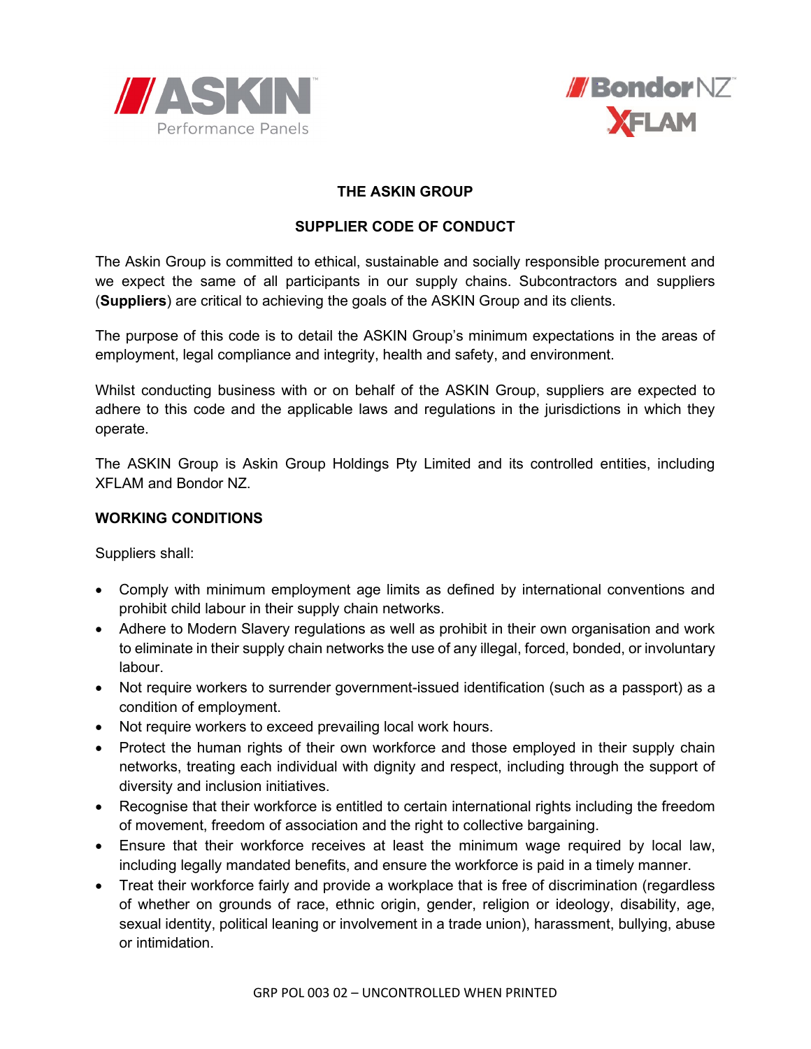# THE ASKIN GROUP

## SUPPLIER CODE OF CONDUCT

The Askin Group is committed to ethical, sustainable and socially responsible procurement and we expect the same of all participants in our supply chains. Subcontractors and suppliers (**Suppliers**) are critical to achieving the goals of the ASKIN Group and its clients.

The purpose of this code is to detail the ASKIN Group's minimum expectations in the areas of employment, legal compliance and integrity, health and safety, and environment.

Whilst conducting business with or on behalf of the ASKIN Group, suppliers are expected to adhere to this code and the applicable laws and regulations in the jurisdictions in which they operate.

The ASKIN Group is Askin Group Holdings Pty Limited and its controlled entities, including XFLAM and Bondor NZ.

### WORKING CONDITIONS

Suppliers shall:

- Comply with minimum employment age limits as defined by international conventions and prohibit child labour in their supply chain networks.
- Adhere to Modern Slavery regulations as well as prohibit in their own organisation and work to eliminate in their supply chain networks the use of any illegal, forced, bonded, or involuntary labour.
- Not require workers to surrender government-issued identification (such as a passport) as a condition of employment.
- Not require workers to exceed prevailing local work hours.
- Protect the human rights of their own workforce and those employed in their supply chain networks, treating each individual with dignity and respect, including through the support of diversity and inclusion initiatives.
- Recognise that their workforce is entitled to certain international rights including the freedom of movement, freedom of association and the right to collective bargaining.
- Ensure that their workforce receives at least the minimum wage required by local law, including legally mandated benefits, and ensure the workforce is paid in a timely manner.
- Treat their workforce fairly and provide a workplace that is free of discrimination (regardless of whether on grounds of race, ethnic origin, gender, religion or ideology, disability, age, sexual identity, political leaning or involvement in a trade union), harassment, bullying, abuse or intimidation.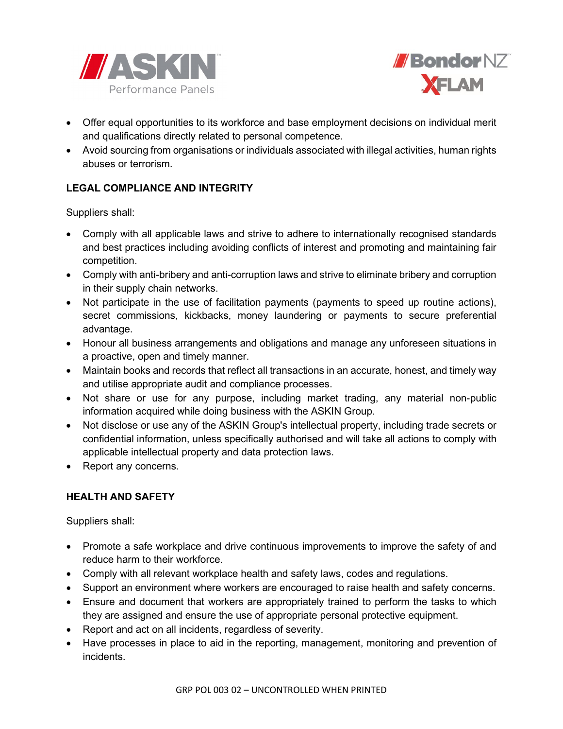- Offer equal opportunities to its workforce and base employment decisions on individual merit and qualifications directly related to personal competence.
- Avoid sourcing from organisations or individuals associated with illegal activities, human rights abuses or terrorism.

## LEGAL COMPLIANCE AND INTEGRITY

Suppliers shall:

- Comply with all applicable laws and strive to adhere to internationally recognised standards and best practices including avoiding conflicts of interest and promoting and maintaining fair competition.
- Comply with anti-bribery and anti-corruption laws and strive to eliminate bribery and corruption in their supply chain networks.
- Not participate in the use of facilitation payments (payments to speed up routine actions), secret commissions, kickbacks, money laundering or payments to secure preferential advantage.
- Honour all business arrangements and obligations and manage any unforeseen situations in a proactive, open and timely manner.
- Maintain books and records that reflect all transactions in an accurate, honest, and timely way and utilise appropriate audit and compliance processes.
- Not share or use for any purpose, including market trading, any material non-public information acquired while doing business with the ASKIN Group.
- Not disclose or use any of the ASKIN Group's intellectual property, including trade secrets or confidential information, unless specifically authorised and will take all actions to comply with applicable intellectual property and data protection laws.
- Report any concerns.

## HEALTH AND SAFETY

Suppliers shall:

- Promote a safe workplace and drive continuous improvements to improve the safety of and reduce harm to their workforce.
- Comply with all relevant workplace health and safety laws, codes and regulations.
- Support an environment where workers are encouraged to raise health and safety concerns.
- Ensure and document that workers are appropriately trained to perform the tasks to which they are assigned and ensure the use of appropriate personal protective equipment.
- Report and act on all incidents, regardless of severity.
- Have processes in place to aid in the reporting, management, monitoring and prevention of incidents.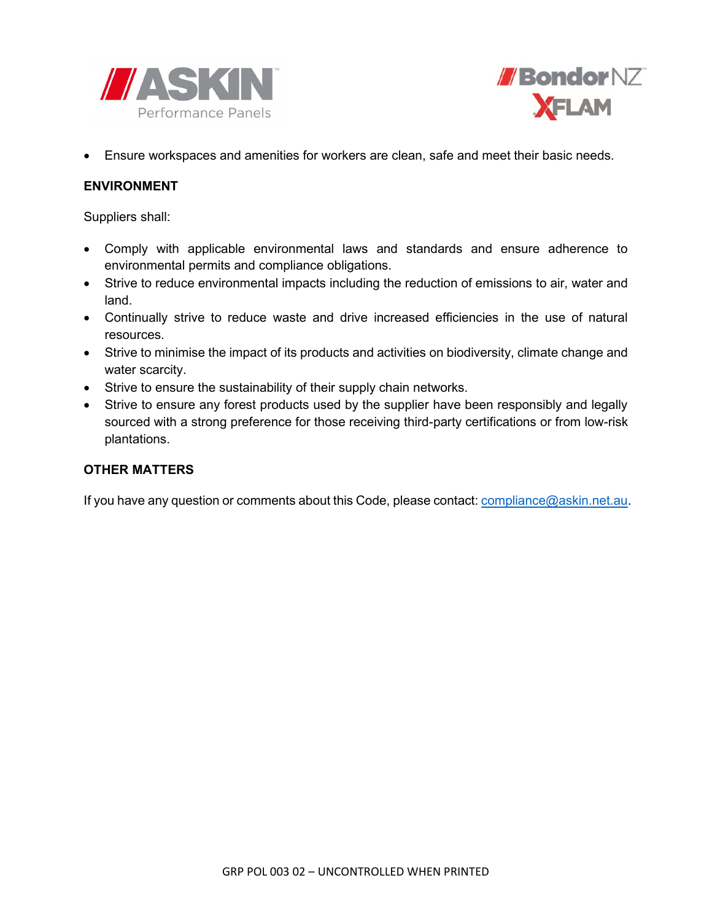- Ensure workspaces and amenities for workers are clean, safe and meet their basic needs.

**ENVIRONMENT**

Suppliers shall:

- Comply with applicable environmental laws and standards and ensure adherence to environmental permits and compliance obligations.
- Strive to reduce environmental impacts including the reduction of emissions to air, water and land.
- Continually strive to reduce waste and drive increased efficiencies in the use of natural resources.
- Strive to minimise the impact of its products and activities on biodiversity, climate change and water scarcity.
- Strive to ensure the sustainability of their supply chain networks.
- Strive to ensure any forest products used by the supplier have been responsibly and legally sourced with a strong preference for those receiving third-party certifications or from low-risk plantations.

**OTHER MATTERS**

If you have any question or comments about this Code, please contact: compliance@askin.net.au.